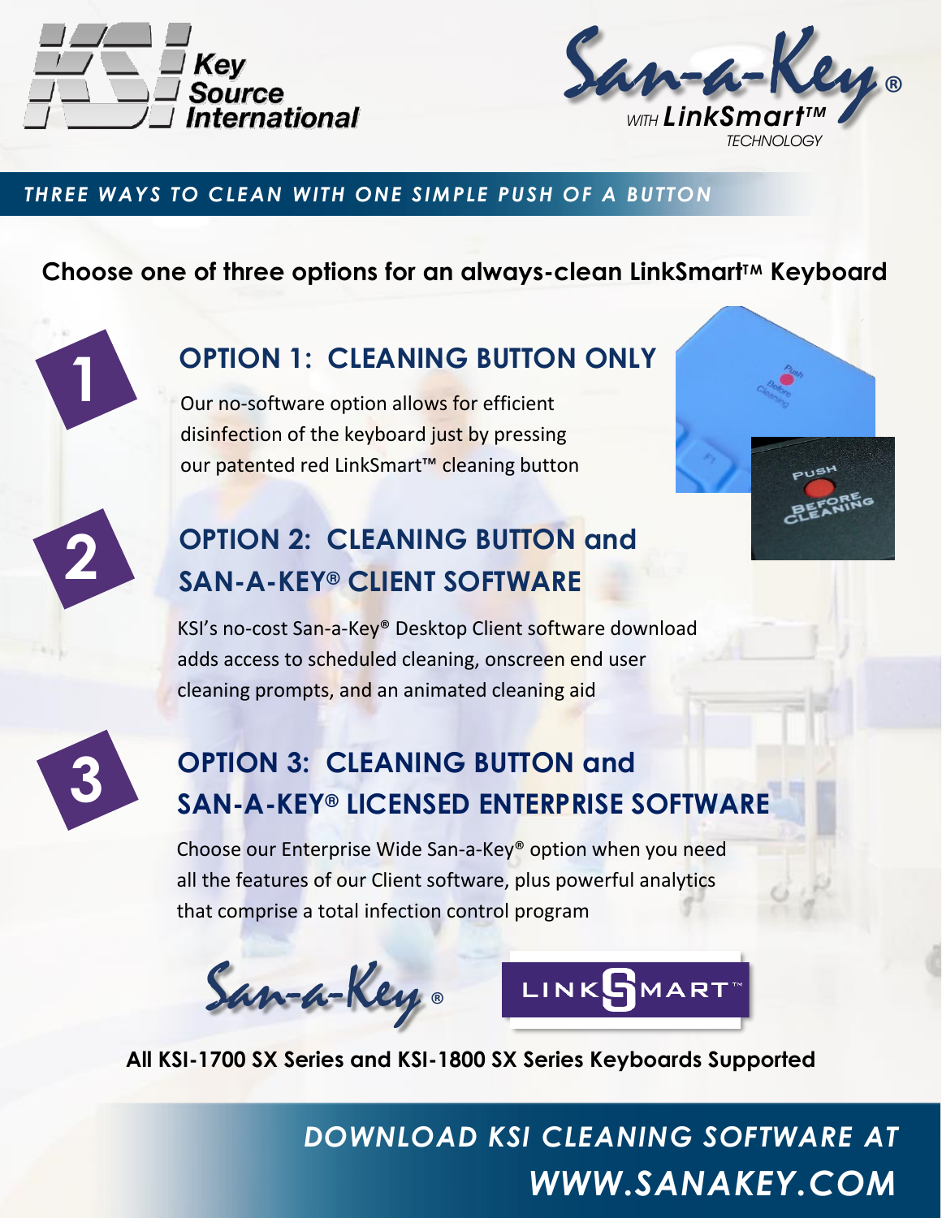Key Source International

San-a-Key® WITH LinkSmart™ TECHNOLOGY

## THREE WAYS TO CLEAN WITH ONE SIMPLE PUSH OF A BUTTON

**Choose one of three options for an always-clean LinkSmart™ Keyboard**

### 1 OPTION 1: CLEANING BUTTON ONLY

Our no-software option allows for efficient disinfection of the keyboard just by pressing our patented red LinkSmart™ cleaning button

Push Before Cleaning

PUSH BEFORE CLEANING

### 2 OPTION 2: CLEANING BUTTON and SAN-A-KEY® CLIENT SOFTWARE

KSI's no-cost San-a-Key® Desktop Client software download adds access to scheduled cleaning, onscreen end user cleaning prompts, and an animated cleaning aid

### 3 OPTION 3: CLEANING BUTTON and SAN-A-KEY® LICENSED ENTERPRISE SOFTWARE

Choose our Enterprise Wide San-a-Key® option when you need all the features of our Client software, plus powerful analytics that comprise a total infection control program

San-a-Key® LINKSMART™

**All KSI-1700 SX Series and KSI-1800 SX Series Keyboards Supported**

*DOWNLOAD KSI CLEANING SOFTWARE AT WWW.SANAKEY.COM*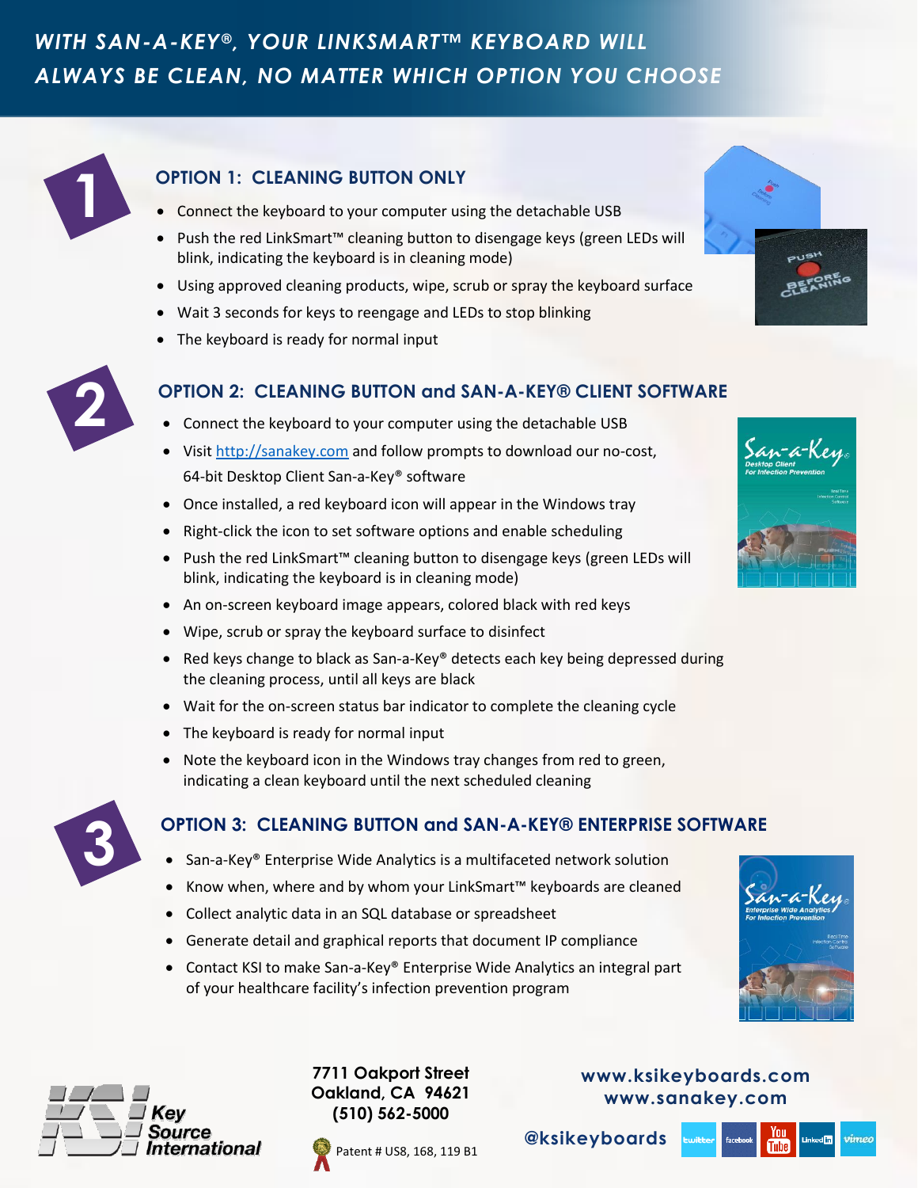# WITH SAN-A-KEY®, YOUR LINKSMART™ KEYBOARD WILL ALWAYS BE CLEAN, NO MATTER WHICH OPTION YOU CHOOSE

## 1 OPTION 1: CLEANING BUTTON ONLY

- Connect the keyboard to your computer using the detachable USB
- Push the red LinkSmart™ cleaning button to disengage keys (green LEDs will blink, indicating the keyboard is in cleaning mode)
- Using approved cleaning products, wipe, scrub or spray the keyboard surface
- Wait 3 seconds for keys to reengage and LEDs to stop blinking
- The keyboard is ready for normal input

## 2 OPTION 2: CLEANING BUTTON and SAN-A-KEY® CLIENT SOFTWARE

- Connect the keyboard to your computer using the detachable USB
- Visit http://sanakey.com and follow prompts to download our no-cost, 64-bit Desktop Client San-a-Key® software
- Once installed, a red keyboard icon will appear in the Windows tray
- Right-click the icon to set software options and enable scheduling
- Push the red LinkSmart™ cleaning button to disengage keys (green LEDs will blink, indicating the keyboard is in cleaning mode)
- An on-screen keyboard image appears, colored black with red keys
- Wipe, scrub or spray the keyboard surface to disinfect
- Red keys change to black as San-a-Key® detects each key being depressed during the cleaning process, until all keys are black
- Wait for the on-screen status bar indicator to complete the cleaning cycle
- The keyboard is ready for normal input
- Note the keyboard icon in the Windows tray changes from red to green, indicating a clean keyboard until the next scheduled cleaning

## 3 OPTION 3: CLEANING BUTTON and SAN-A-KEY® ENTERPRISE SOFTWARE

- San-a-Key® Enterprise Wide Analytics is a multifaceted network solution
- Know when, where and by whom your LinkSmart™ keyboards are cleaned
- Collect analytic data in an SQL database or spreadsheet
- Generate detail and graphical reports that document IP compliance
- Contact KSI to make San-a-Key® Enterprise Wide Analytics an integral part of your healthcare facility's infection prevention program

Key Source International

**7711 Oakport Street**
**Oakland, CA 94621**
**(510) 562-5000**

Patent # US8, 168, 119 B1

**www.ksikeyboards.com**
**www.sanakey.com**

**@ksikeyboards**